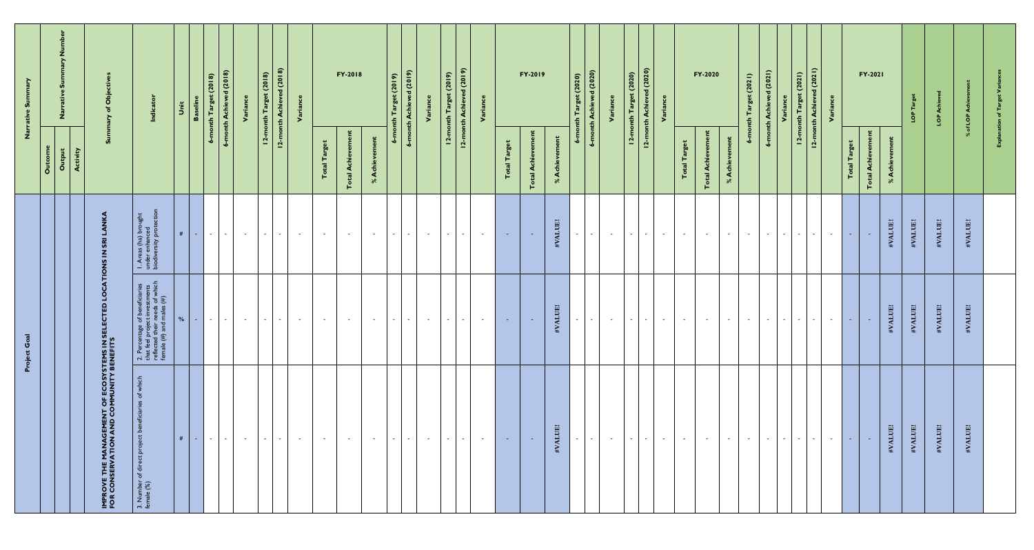| Narrative Summary | Narrative Summary Number | | | Summary of Objectives | Indicator | Unit | Baseline | 6-month Target (2018) | 6-month Achieved (2018) | Variance | 12-month Target (2018) | 12-month Achieved (2018) | Variance | FY-2018 | | | 6-month Target (2019) | 6-month Achieved (2019) | Variance | 12-month Target (2019) | 12-month Achieved (2019) | Variance | FY-2019 | | | 6-month Target (2020) | 6-month Achieved (2020) | Variance | 12-month Target (2020) | 12-month Achieved (2020) | Variance | FY-2020 | | | 6-month Target (2021) | 6-month Achieved (2021) | Variance | 12-month Target (2021) | 12-month Achieved (2021) | Variance | FY-2021 | | | LOP Target | LOP Achieved | % of LOP Achievement | Explanation of Target Variances |
|---|---|---|---|---|---|---|---|---|---|---|---|---|---|---|---|---|---|---|---|---|---|---|---|---|---|---|---|---|---|---|---|---|---|---|---|---|---|---|---|---|---|---|---|---|---|---|---|
| | Outcome | Output | Activity | | | | | | | | | | | Total Target | Total Achievement | % Achievement | | | | | | | Total Target | Total Achievement | % Achievement | | | | | | | Total Target | Total Achievement | % Achievement | | | | | | | Total Target | Total Achievement | % Achievement | | | | |
| Project Goal | | | | IMPROVE THE MANAGEMENT OF ECOSYSTEMS IN SELECTED LOCATIONS IN SRI LANKA FOR CONSERVATION AND COMMUNITY BENEFITS | 1. Areas (ha) brought under enhanced biodiversity protection | # | - | - | - | - | - | - | - | - | - | - | - | - | - | - | - | - | - | - | #VALUE! | - | - | - | - | - | - | - | - | - | - | - | - | - | - | - | - | - | #VALUE! | #VALUE! | #VALUE! | #VALUE! | |
| | | | | | 2. Percentage of beneficiaries that feel project investments reflected their needs of which female (#) and males (#) | % | - | - | - | - | - | - | - | - | - | - | - | - | - | - | - | - | - | - | #VALUE! | - | - | - | - | - | - | - | - | - | - | - | - | - | - | - | - | - | #VALUE! | #VALUE! | #VALUE! | #VALUE! | |
| | | | | | 3. Number of direct project beneficiaries of which female (%) | # | - | - | - | - | - | - | - | - | - | - | - | - | - | - | - | - | - | - | #VALUE! | - | - | - | - | - | - | - | - | - | - | - | - | - | - | - | - | - | #VALUE! | #VALUE! | #VALUE! | #VALUE! | |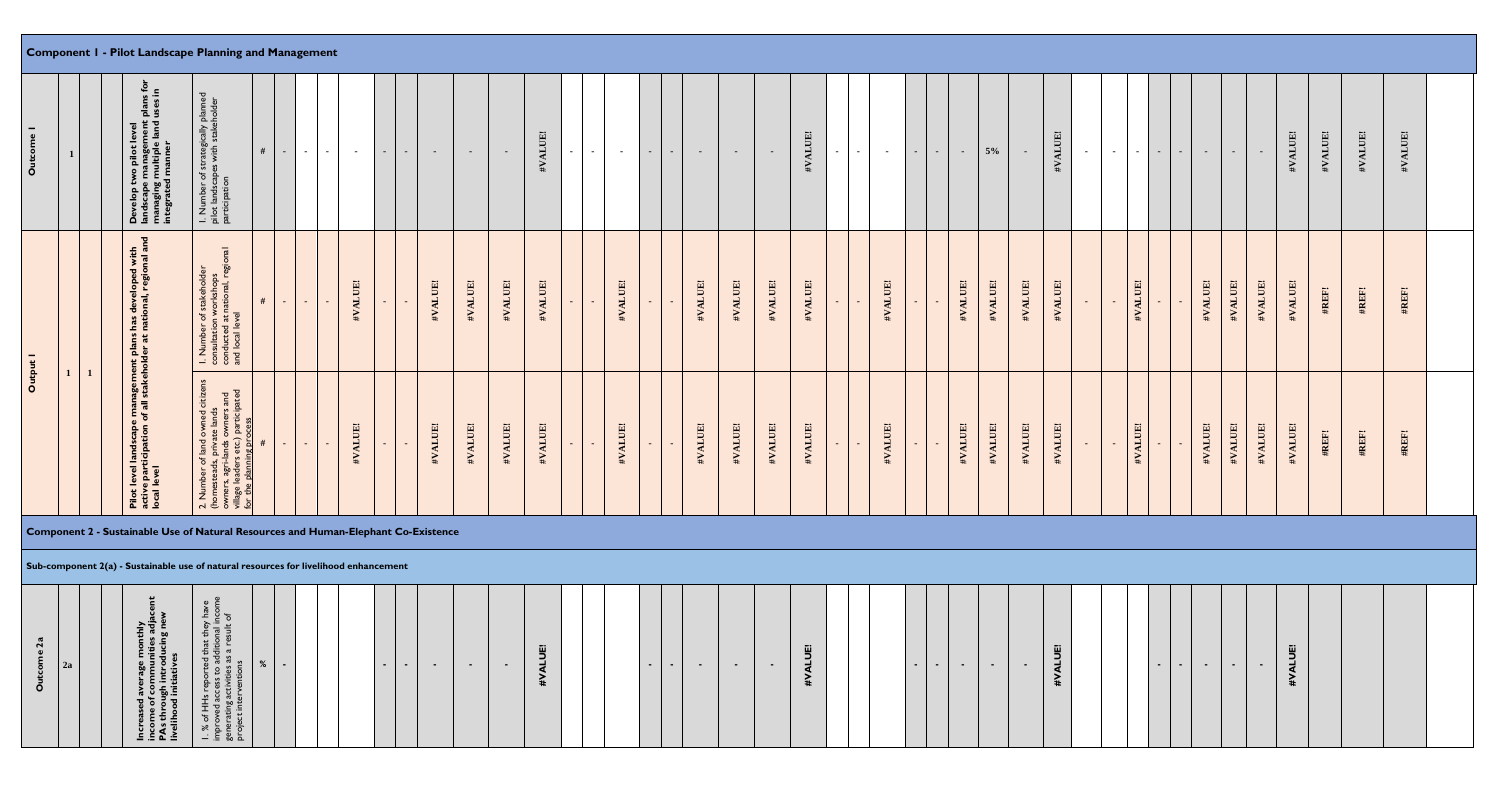## Component 1 - Pilot Landscape Planning and Management

| | | | | | | | | | | | | | | | | | | | | | | | | | | | | | | | | | | | | | | | | | | | | | | | |
|---|---|---|---|---|---|---|---|---|---|---|---|---|---|---|---|---|---|---|---|---|---|---|---|---|---|---|---|---|---|---|---|---|---|---|---|---|---|---|---|---|---|---|---|---|---|---|---|
| **Outcome 1** | 1 | | | **Develop two pilot level landscape management plans for managing multiple land uses in integrated manner** | 1. Number of strategically planned pilot landscapes with stakeholder participation | # | - | - | | - | - | - | - | - | - | #VALUE! | - | - | - | - | - | - | - | - | #VALUE! | - | - | - | - | - | - | 5% | - | #VALUE! | - | - | - | - | - | - | - | - | #VALUE! | #VALUE! | #VALUE! | #VALUE! | |
| **Output 1** | 1 | 1 | | **Pilot level landscape management plans has developed with active participation of all stakeholder at national, regional and local level** | 1. Number of stakeholder consultation workshops conducted at national, regional and local level | # | - | - | | #VALUE! | - | - | #VALUE! | #VALUE! | #VALUE! | #VALUE! | - | - | #VALUE! | - | - | #VALUE! | #VALUE! | #VALUE! | #VALUE! | - | - | #VALUE! | - | - | #VALUE! | #VALUE! | #VALUE! | #VALUE! | - | - | #VALUE! | - | - | #VALUE! | #VALUE! | #VALUE! | #VALUE! | #REF! | #REF! | #REF! | |
| | | | | | 2. Number of land owned citizens (homesteads, private lands owners, agri-lands owners and village leaders etc.) participated for the planning process | # | - | - | | #VALUE! | - | - | #VALUE! | #VALUE! | #VALUE! | #VALUE! | - | - | #VALUE! | - | - | #VALUE! | #VALUE! | #VALUE! | #VALUE! | - | - | #VALUE! | - | - | #VALUE! | #VALUE! | #VALUE! | #VALUE! | - | - | #VALUE! | - | - | #VALUE! | #VALUE! | #VALUE! | #VALUE! | #REF! | #REF! | #REF! | |

## Component 2 - Sustainable Use of Natural Resources and Human-Elephant Co-Existence

### Sub-component 2(a) - Sustainable use of natural resources for livelihood enhancement

| | | | | | | | | | | | | | | | | | | | | | | | | | | | | | | | | | | | | | | | | | | | | | | | |
|---|---|---|---|---|---|---|---|---|---|---|---|---|---|---|---|---|---|---|---|---|---|---|---|---|---|---|---|---|---|---|---|---|---|---|---|---|---|---|---|---|---|---|---|---|---|---|---|
| **Outcome 2a** | 2a | | | **Increased average monthly income of communities adjacent PAs through introducing new livelihood initiatives** | 1. % of HHs reported that they have improved access to additional income generating activities as a result of project interventions | % | - | | | | - | - | - | - | - | #VALUE! | | | | - | - | - | - | - | #VALUE! | | | | - | - | - | - | - | #VALUE! | | | | - | - | - | - | - | #VALUE! | | | | |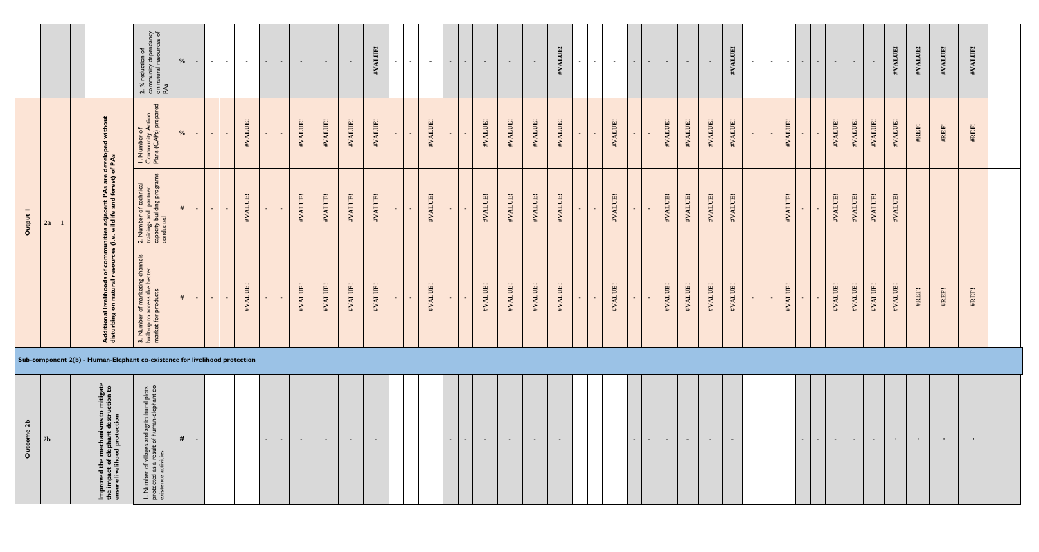| | | | | Indicator | Unit | | | | | | | | | | | | | | | | | | | | | | | | | | | | | | | | | | | | |
|---|---|---|---|---|---|---|---|---|---|---|---|---|---|---|---|---|---|---|---|---|---|---|---|---|---|---|---|---|---|---|---|---|---|---|---|---|---|---|---|---|---|
| | | | | 2. % reduction of community dependancy on natural resources of PAs | % | - | - | - | - | - | - | - | - | - | #VALUE! | - | - | - | - | - | - | - | - | #VALUE! | - | - | - | - | - | - | - | - | #VALUE! | - | - | - | - | - | - | - | - | #VALUE! | #VALUE! | #VALUE! | #VALUE! |
| Output 1 | 2a | 1 | Additional livelihoods of communities adjacent PAs are developed without disturbing on natural resources (i.e. wildlife and forest) of PAs | 1. Number of Community Action Plans (CAPs) prepared | % | - | - | #VALUE! | - | - | #VALUE! | #VALUE! | #VALUE! | #VALUE! | - | - | #VALUE! | - | - | #VALUE! | #VALUE! | #VALUE! | #VALUE! | - | - | #VALUE! | - | - | #VALUE! | #VALUE! | #VALUE! | #VALUE! | - | - | #VALUE! | - | - | #VALUE! | #VALUE! | #VALUE! | #VALUE! | #REF! | #REF! | #REF! |
| | | | | 2. Number of technical trainings and partner capacity building programs conducted | # | - | - | #VALUE! | - | - | #VALUE! | #VALUE! | #VALUE! | #VALUE! | - | - | #VALUE! | - | - | #VALUE! | #VALUE! | #VALUE! | #VALUE! | - | - | #VALUE! | - | - | #VALUE! | #VALUE! | #VALUE! | #VALUE! | - | - | #VALUE! | - | - | #VALUE! | #VALUE! | #VALUE! | #VALUE! | | | |
| | | | | 3. Number of marketing channels built-up to access the better market for products | # | - | - | #VALUE! | - | - | #VALUE! | #VALUE! | #VALUE! | #VALUE! | - | - | #VALUE! | - | - | #VALUE! | #VALUE! | #VALUE! | #VALUE! | - | - | #VALUE! | - | - | #VALUE! | #VALUE! | #VALUE! | #VALUE! | - | - | #VALUE! | - | - | #VALUE! | #VALUE! | #VALUE! | #VALUE! | #REF! | #REF! | #REF! |
| **Sub-component 2(b) - Human-Elephant co-existence for livelihood protection** | | | | | | | | | | | | | | | | | | | | | | | | | | | | | | | | | | | | | | | | | |
| Outcome 2b | 2b | | Improved the mechanisms to mitigate the impact of elephant destruction to ensure livelihood protection | 1. Number of villages and agricultural plots protected as a result of human-elephant co existence activities | # | - | | | - | - | - | - | - | - | | | | - | - | - | - | - | - | | | | - | - | - | - | - | - | | | | - | - | - | - | - | - | - | - | - |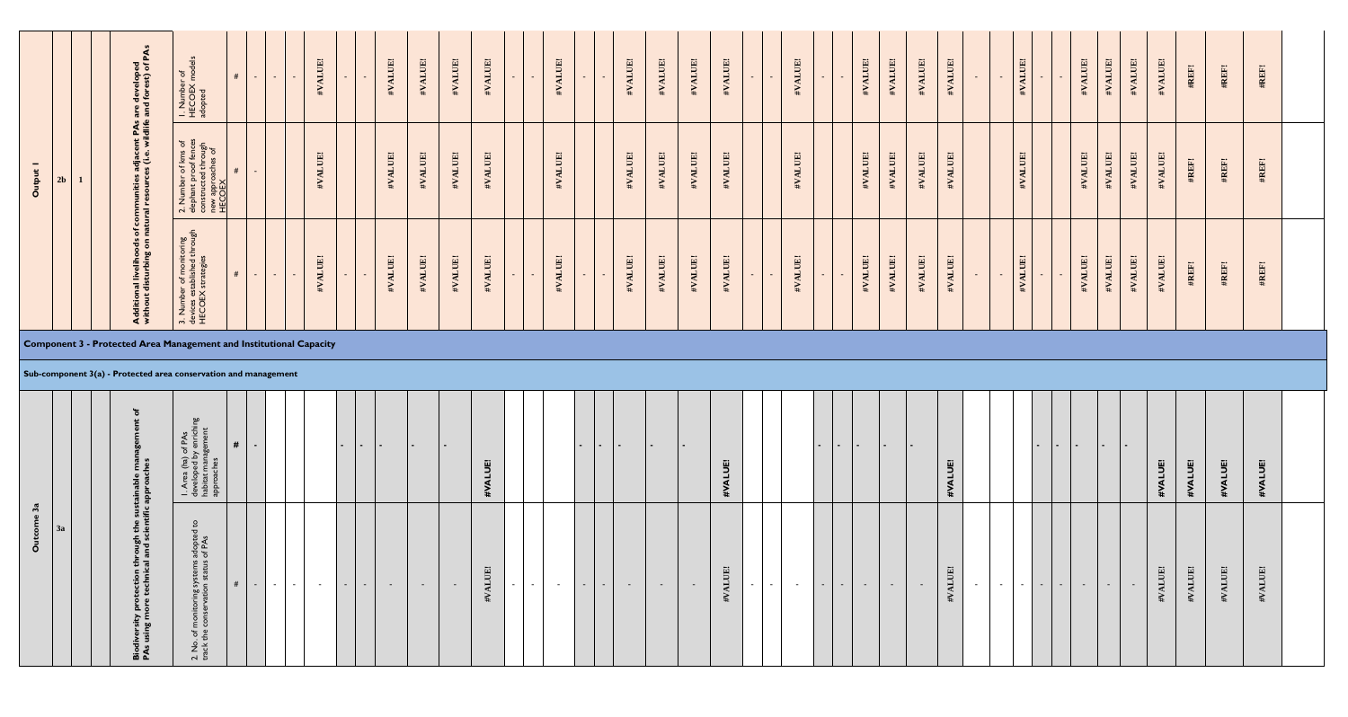| | | | | | | | | | | | | | | | | | | | | | | | | | | | | | | | | | | | | | | | | | | | | | | | | | |
|---|---|---|---|---|---|---|---|---|---|---|---|---|---|---|---|---|---|---|---|---|---|---|---|---|---|---|---|---|---|---|---|---|---|---|---|---|---|---|---|---|---|---|---|---|---|---|---|---|---|
| Output 1 | 2b | 1 | | Additional livelihoods of communities adjacent PAs are developed without disturbing on natural resources (i.e. wildlife and forest) of PAs | 1. Number of HECOEX models adopted | # | - | - | - | #VALUE! | - | - | #VALUE! | #VALUE! | #VALUE! | #VALUE! | - | - | #VALUE! | - | - | #VALUE! | #VALUE! | #VALUE! | #VALUE! | - | - | #VALUE! | - | - | #VALUE! | #VALUE! | #VALUE! | #VALUE! | - | - | #VALUE! | - | - | #VALUE! | #VALUE! | #VALUE! | #VALUE! | #REF! | #REF! | #REF! | | | |
| | | | | | 2. Number of kms of elephant proof fences constructed through new approaches of HECOEX | # | - | | | #VALUE! | | | #VALUE! | #VALUE! | #VALUE! | #VALUE! | | | #VALUE! | | | #VALUE! | #VALUE! | #VALUE! | #VALUE! | | | #VALUE! | | | #VALUE! | #VALUE! | #VALUE! | #VALUE! | | | #VALUE! | | | #VALUE! | #VALUE! | #VALUE! | #VALUE! | #REF! | #REF! | #REF! | | | |
| | | | | | 3. Number of monitoring devices established through HECOEX strategies | # | - | - | - | #VALUE! | - | - | #VALUE! | #VALUE! | #VALUE! | #VALUE! | - | - | #VALUE! | - | - | #VALUE! | #VALUE! | #VALUE! | #VALUE! | - | - | #VALUE! | - | - | #VALUE! | #VALUE! | #VALUE! | #VALUE! | - | - | #VALUE! | - | - | #VALUE! | #VALUE! | #VALUE! | #VALUE! | #REF! | #REF! | #REF! | | | |
| **Component 3 - Protected Area Management and Institutional Capacity** | | | | | | | | | | | | | | | | | | | | | | | | | | | | | | | | | | | | | | | | | | | | | | | | | |
| **Sub-component 3(a) - Protected area conservation and management** | | | | | | | | | | | | | | | | | | | | | | | | | | | | | | | | | | | | | | | | | | | | | | | | | |
| Outcome 3a | 3a | | | Biodiversity protection through the sustainable management of PAs using more technical and scientific approaches | 1. Area (ha) of PAs developed by enriching habitat management approaches | # | - | | | | - | - | - | - | - | #VALUE! | | | | - | - | - | - | - | #VALUE! | | | | - | - | - | - | - | #VALUE! | | | | - | - | - | - | - | #VALUE! | #VALUE! | #VALUE! | #VALUE! | | | |
| | | | | | 2. No. of monitoring systems adopted to track the conservation status of PAs | # | - | - | - | - | - | - | - | - | - | #VALUE! | - | - | - | - | - | - | - | - | #VALUE! | - | - | - | - | - | - | - | - | #VALUE! | - | - | - | - | - | - | - | - | #VALUE! | #VALUE! | #VALUE! | #VALUE! | | | |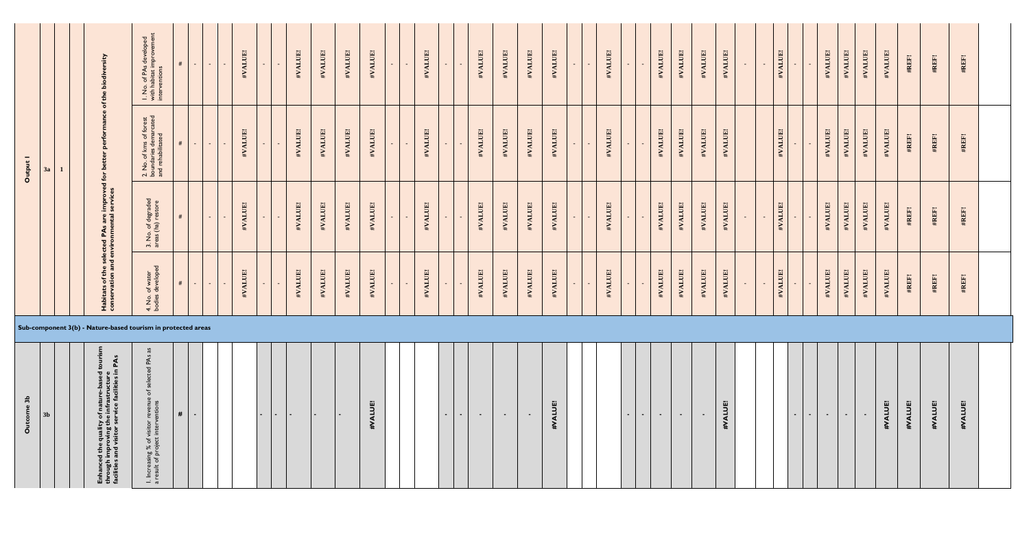| | | | | | | | | | | | | | | | | | | | | | | | | | | | | | | | | | | | | | | | | | | | | | | |
|---|---|---|---|---|---|---|---|---|---|---|---|---|---|---|---|---|---|---|---|---|---|---|---|---|---|---|---|---|---|---|---|---|---|---|---|---|---|---|---|---|---|---|---|---|---|---|
| **Output I** | **3a** | **1** | | **Habitats of the selected PAs are improved for better performance of the biodiversity conservation and environmental services** | 1. No. of PAs developed with habitat improvement interventions | # | - | - | - | #VALUE! | - | - | #VALUE! | #VALUE! | #VALUE! | #VALUE! | - | - | #VALUE! | - | - | #VALUE! | #VALUE! | #VALUE! | #VALUE! | - | - | #VALUE! | - | - | #VALUE! | #VALUE! | #VALUE! | #VALUE! | - | - | #VALUE! | - | - | #VALUE! | #VALUE! | #VALUE! | #VALUE! | #REF! | #REF! | #REF! |
| | | | | | 2. No. of kms of forest boundaries demarcated and rehabilitated | # | - | - | - | #VALUE! | - | - | #VALUE! | #VALUE! | #VALUE! | #VALUE! | - | - | #VALUE! | - | - | #VALUE! | #VALUE! | #VALUE! | #VALUE! | - | - | #VALUE! | - | - | #VALUE! | #VALUE! | #VALUE! | #VALUE! | | | #VALUE! | - | - | #VALUE! | #VALUE! | #VALUE! | #VALUE! | #REF! | #REF! | #REF! |
| | | | | | 3. No. of degraded areas (ha) restore | # | | - | - | #VALUE! | - | - | #VALUE! | #VALUE! | #VALUE! | #VALUE! | - | - | #VALUE! | - | - | #VALUE! | #VALUE! | #VALUE! | #VALUE! | - | - | #VALUE! | - | - | #VALUE! | #VALUE! | #VALUE! | #VALUE! | - | - | #VALUE! | - | - | #VALUE! | #VALUE! | #VALUE! | #VALUE! | #REF! | #REF! | #REF! |
| | | | | | 4. No. of water bodies developed | # | - | - | - | #VALUE! | - | - | #VALUE! | #VALUE! | #VALUE! | #VALUE! | - | - | #VALUE! | - | - | #VALUE! | #VALUE! | #VALUE! | #VALUE! | - | - | #VALUE! | - | - | #VALUE! | #VALUE! | #VALUE! | #VALUE! | - | - | #VALUE! | - | - | #VALUE! | #VALUE! | #VALUE! | #VALUE! | #REF! | #REF! | #REF! |
| **Sub-component 3(b) - Nature-based tourism in protected areas** | | | | | | | | | | | | | | | | | | | | | | | | | | | | | | | | | | | | | | | | | | | | | | |
| **Outcome 3b** | **3b** | | | **Enhanced the quality of nature-based tourism through improving the infrastructure facilities and visitor service facilites in PAs** | 1. Increasing % of visitor revenue of selected PAs as a result of project interventions | **#** | - | | | | - | - | - | - | - | #VALUE! | | | | - | - | - | - | - | #VALUE! | | | | - | - | - | - | - | #VALUE! | | | | - | - | - | - | - | #VALUE! | #VALUE! | #VALUE! | #VALUE! |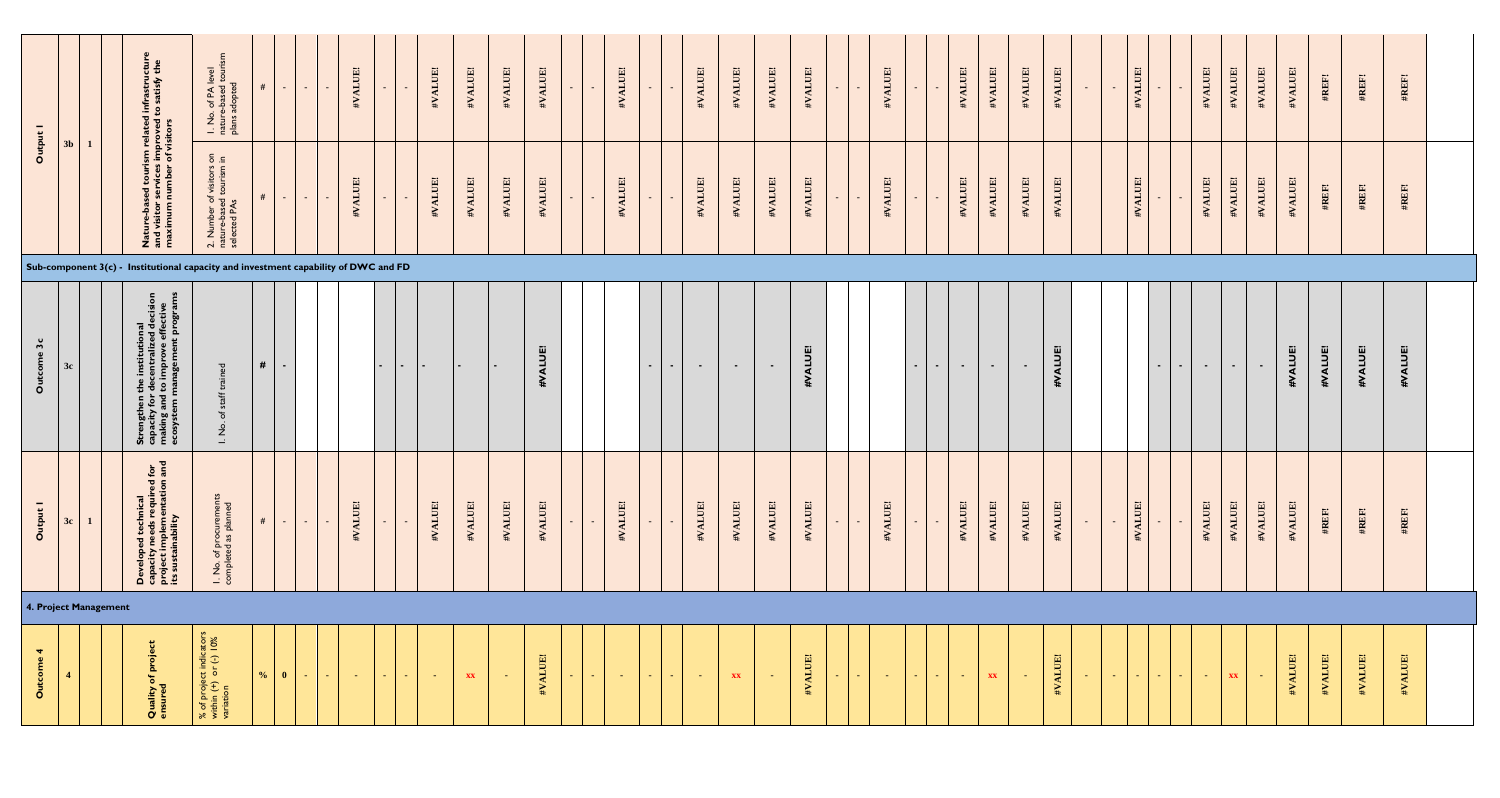| | | | | | | | | | | | | | | | | | | | | | | | | | | | | | | | | | | | | | | | | | | | | | | |
|---|---|---|---|---|---|---|---|---|---|---|---|---|---|---|---|---|---|---|---|---|---|---|---|---|---|---|---|---|---|---|---|---|---|---|---|---|---|---|---|---|---|---|---|---|---|---|---|
| Output 1 | 3b | 1 | | Nature-based tourism related infrastructure and visitor services improved to satisfy the maximum number of visitors | 1. No. of PA level nature-based tourism plans adopted | # | - | - | - | #VALUE! | - | - | #VALUE! | #VALUE! | #VALUE! | #VALUE! | - | - | #VALUE! | - | - | #VALUE! | #VALUE! | #VALUE! | #VALUE! | - | - | #VALUE! | - | - | #VALUE! | #VALUE! | #VALUE! | #VALUE! | - | - | #VALUE! | - | - | #VALUE! | #VALUE! | #VALUE! | #VALUE! | #REF! | #REF! | #REF! | |
| | | | | | 2. Number of visitors on nature-based tourism in selected PAs | # | - | - | - | #VALUE! | - | - | #VALUE! | #VALUE! | #VALUE! | #VALUE! | - | - | #VALUE! | - | - | #VALUE! | #VALUE! | #VALUE! | #VALUE! | - | - | #VALUE! | - | - | #VALUE! | #VALUE! | #VALUE! | #VALUE! | | | #VALUE! | - | - | #VALUE! | #VALUE! | #VALUE! | #VALUE! | #REF! | #REF! | #REF! | |
| **Sub-component 3(c) - Institutional capacity and investment capability of DWC and FD** | | | | | | | | | | | | | | | | | | | | | | | | | | | | | | | | | | | | | | | | | | | | | | | |
| Outcome 3c | 3c | | | Strengthen the institutional capacity for decentralized decision making and to improve effective ecosystem management programs | 1. No. of staff trained | # | - | | | | - | - | - | - | - | #VALUE! | | | | - | - | - | - | - | #VALUE! | | | | - | - | - | - | - | #VALUE! | | | | - | - | - | - | - | #VALUE! | #VALUE! | #VALUE! | #VALUE! | |
| Output 1 | 3c | 1 | | Developed technical capacity needs required for project implementation and its sustainability | 1. No. of procurements completed as planned | # | - | - | - | #VALUE! | - | - | #VALUE! | #VALUE! | #VALUE! | #VALUE! | - | - | #VALUE! | - | - | #VALUE! | #VALUE! | #VALUE! | #VALUE! | - | - | #VALUE! | - | - | #VALUE! | #VALUE! | #VALUE! | #VALUE! | - | - | #VALUE! | - | - | #VALUE! | #VALUE! | #VALUE! | #VALUE! | #REF! | #REF! | #REF! | |
| **4. Project Management** | | | | | | | | | | | | | | | | | | | | | | | | | | | | | | | | | | | | | | | | | | | | | | | |
| Outcome 4 | 4 | | | Quality of project ensured | % of project indicators within (+) or (-) 10% variation | % | 0 | - | | - | - | - | - | xx | - | #VALUE! | - | - | - | - | - | - | xx | - | #VALUE! | - | - | - | - | - | - | xx | - | #VALUE! | - | - | - | - | - | - | xx | - | #VALUE! | #VALUE! | #VALUE! | #VALUE! | |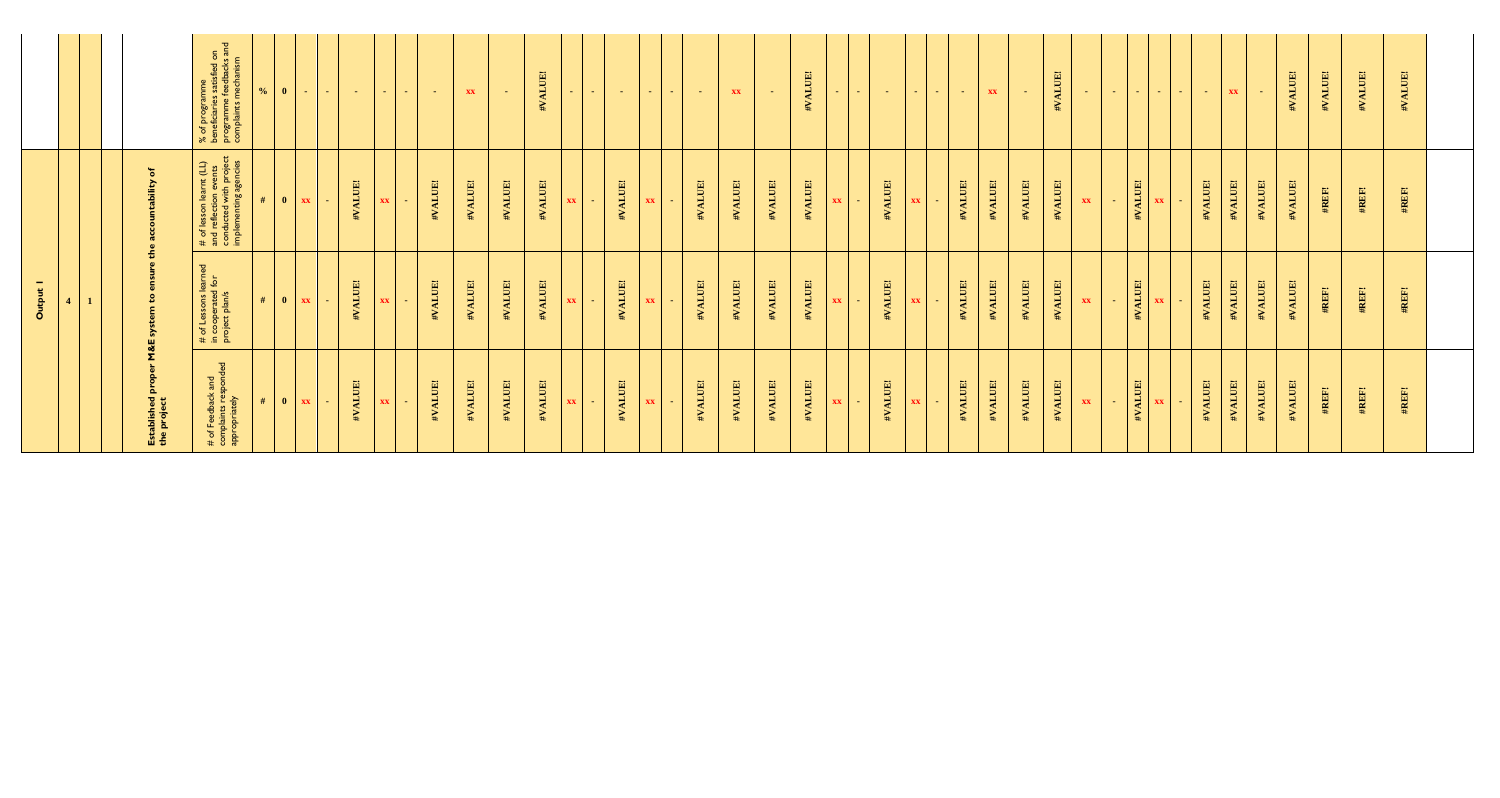| | | | | | | | | | | | | | | | | | | | | | | | | | | | | | | | | | | | | | | | | | | | | | | |
|---|---|---|---|---|---|---|---|---|---|---|---|---|---|---|---|---|---|---|---|---|---|---|---|---|---|---|---|---|---|---|---|---|---|---|---|---|---|---|---|---|---|---|---|---|---|---|
| | | | | | % of programme beneficiaries satisfied on programme feedbacks and complaints mechanism | % | 0 | - | - | - | - | - | - | xx | - | #VALUE! | - | - | - | - | - | - | xx | - | #VALUE! | - | - | - | - | - | - | xx | - | #VALUE! | - | - | - | - | - | - | xx | - | #VALUE! | #VALUE! | #VALUE! | #VALUE! |
| Output I | 4 | 1 | | Established proper M&E system to ensure the accountability of the project | # of lesson learn (LL) and reflection events conducted with project implementing agencies | # | 0 | xx | - | #VALUE! | xx | - | #VALUE! | #VALUE! | #VALUE! | #VALUE! | xx | - | #VALUE! | xx | - | #VALUE! | #VALUE! | #VALUE! | #VALUE! | xx | - | #VALUE! | xx | - | #VALUE! | #VALUE! | #VALUE! | #VALUE! | xx | - | #VALUE! | xx | - | #VALUE! | #VALUE! | #VALUE! | #VALUE! | #REF! | #REF! | #REF! |
| | | | | | # of Lessons learned in co-operated for project plan/s | # | 0 | xx | - | #VALUE! | xx | - | #VALUE! | #VALUE! | #VALUE! | #VALUE! | xx | - | #VALUE! | xx | - | #VALUE! | #VALUE! | #VALUE! | #VALUE! | xx | - | #VALUE! | xx | - | #VALUE! | #VALUE! | #VALUE! | #VALUE! | xx | - | #VALUE! | xx | - | #VALUE! | #VALUE! | #VALUE! | #VALUE! | #REF! | #REF! | #REF! |
| | | | | | # of Feedback and complaints responded appropriately | # | 0 | xx | - | #VALUE! | xx | - | #VALUE! | #VALUE! | #VALUE! | #VALUE! | xx | - | #VALUE! | xx | - | #VALUE! | #VALUE! | #VALUE! | #VALUE! | xx | - | #VALUE! | xx | - | #VALUE! | #VALUE! | #VALUE! | #VALUE! | xx | - | #VALUE! | xx | - | #VALUE! | #VALUE! | #VALUE! | #VALUE! | #REF! | #REF! | #REF! |